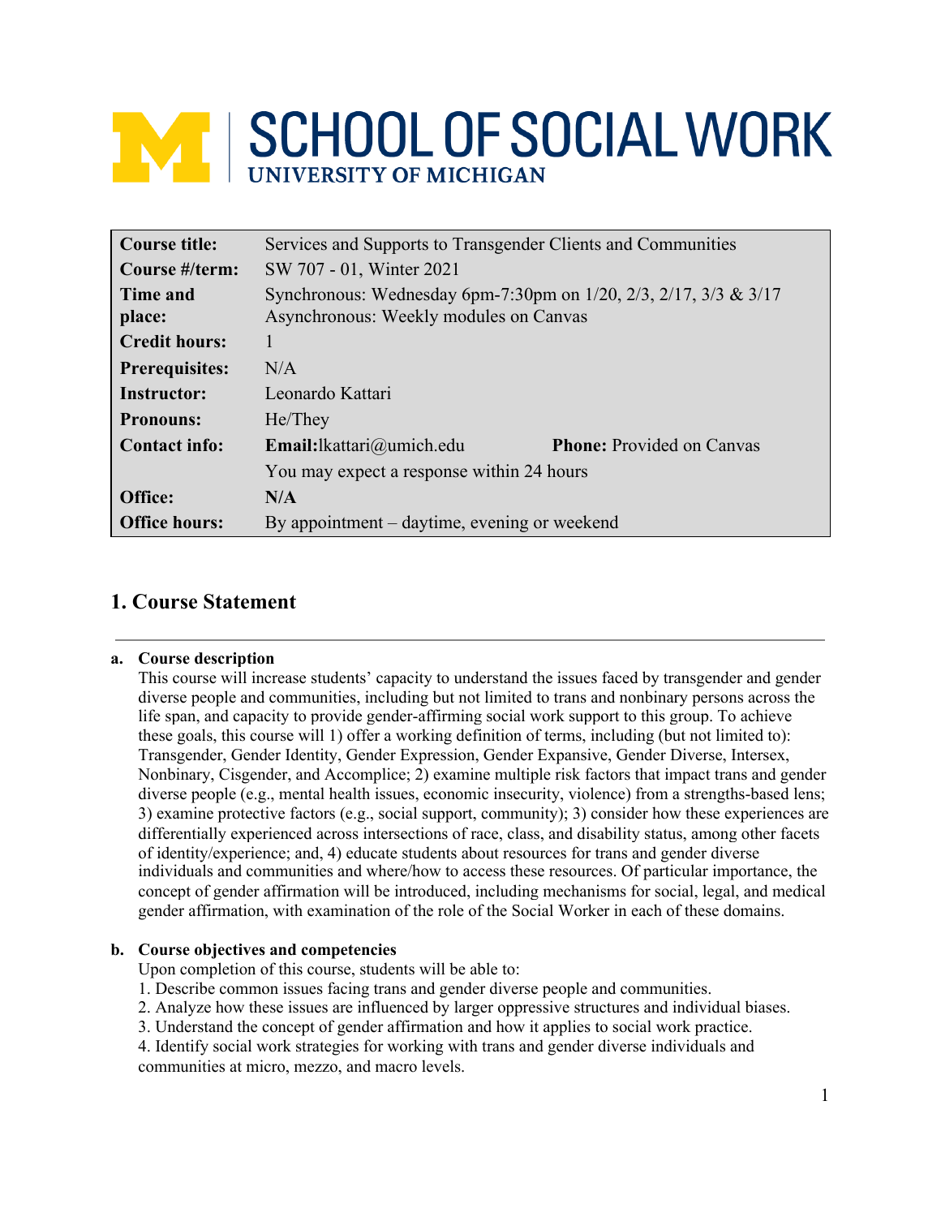# SCHOOL OF SOCIAL WORK
UNIVERSITY OF MICHIGAN

| | | |
|---|---|---|
| **Course title:** | Services and Supports to Transgender Clients and Communities | |
| **Course #/term:** | SW 707 - 01, Winter 2021 | |
| **Time and place:** | Synchronous: Wednesday 6pm-7:30pm on 1/20, 2/3, 2/17, 3/3 & 3/17<br>Asynchronous: Weekly modules on Canvas | |
| **Credit hours:** | 1 | |
| **Prerequisites:** | N/A | |
| **Instructor:** | Leonardo Kattari | |
| **Pronouns:** | He/They | |
| **Contact info:** | **Email:**lkattari@umich.edu | **Phone:** Provided on Canvas |
| | You may expect a response within 24 hours | |
| **Office:** | **N/A** | |
| **Office hours:** | By appointment – daytime, evening or weekend | |

## 1. Course Statement

**a. Course description**

This course will increase students' capacity to understand the issues faced by transgender and gender diverse people and communities, including but not limited to trans and nonbinary persons across the life span, and capacity to provide gender-affirming social work support to this group. To achieve these goals, this course will 1) offer a working definition of terms, including (but not limited to): Transgender, Gender Identity, Gender Expression, Gender Expansive, Gender Diverse, Intersex, Nonbinary, Cisgender, and Accomplice; 2) examine multiple risk factors that impact trans and gender diverse people (e.g., mental health issues, economic insecurity, violence) from a strengths-based lens; 3) examine protective factors (e.g., social support, community); 3) consider how these experiences are differentially experienced across intersections of race, class, and disability status, among other facets of identity/experience; and, 4) educate students about resources for trans and gender diverse individuals and communities and where/how to access these resources. Of particular importance, the concept of gender affirmation will be introduced, including mechanisms for social, legal, and medical gender affirmation, with examination of the role of the Social Worker in each of these domains.

**b. Course objectives and competencies**

Upon completion of this course, students will be able to:

1. Describe common issues facing trans and gender diverse people and communities.
2. Analyze how these issues are influenced by larger oppressive structures and individual biases.
3. Understand the concept of gender affirmation and how it applies to social work practice.
4. Identify social work strategies for working with trans and gender diverse individuals and communities at micro, mezzo, and macro levels.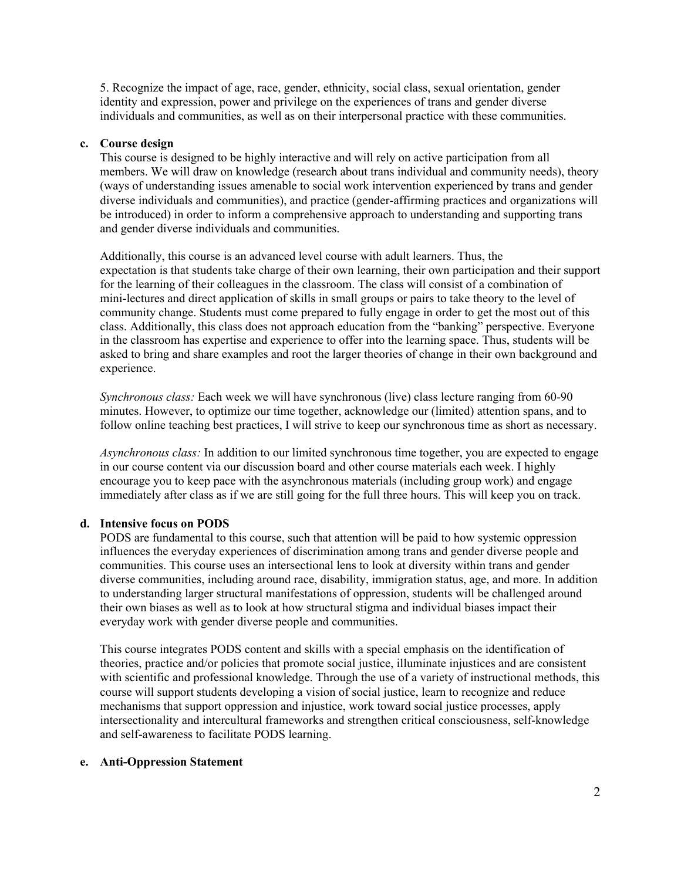5. Recognize the impact of age, race, gender, ethnicity, social class, sexual orientation, gender identity and expression, power and privilege on the experiences of trans and gender diverse individuals and communities, as well as on their interpersonal practice with these communities.

**c. Course design**

This course is designed to be highly interactive and will rely on active participation from all members. We will draw on knowledge (research about trans individual and community needs), theory (ways of understanding issues amenable to social work intervention experienced by trans and gender diverse individuals and communities), and practice (gender-affirming practices and organizations will be introduced) in order to inform a comprehensive approach to understanding and supporting trans and gender diverse individuals and communities.

Additionally, this course is an advanced level course with adult learners. Thus, the expectation is that students take charge of their own learning, their own participation and their support for the learning of their colleagues in the classroom. The class will consist of a combination of mini-lectures and direct application of skills in small groups or pairs to take theory to the level of community change. Students must come prepared to fully engage in order to get the most out of this class. Additionally, this class does not approach education from the "banking" perspective. Everyone in the classroom has expertise and experience to offer into the learning space. Thus, students will be asked to bring and share examples and root the larger theories of change in their own background and experience.

*Synchronous class:* Each week we will have synchronous (live) class lecture ranging from 60-90 minutes. However, to optimize our time together, acknowledge our (limited) attention spans, and to follow online teaching best practices, I will strive to keep our synchronous time as short as necessary.

*Asynchronous class:* In addition to our limited synchronous time together, you are expected to engage in our course content via our discussion board and other course materials each week. I highly encourage you to keep pace with the asynchronous materials (including group work) and engage immediately after class as if we are still going for the full three hours. This will keep you on track.

**d. Intensive focus on PODS**

PODS are fundamental to this course, such that attention will be paid to how systemic oppression influences the everyday experiences of discrimination among trans and gender diverse people and communities. This course uses an intersectional lens to look at diversity within trans and gender diverse communities, including around race, disability, immigration status, age, and more. In addition to understanding larger structural manifestations of oppression, students will be challenged around their own biases as well as to look at how structural stigma and individual biases impact their everyday work with gender diverse people and communities.

This course integrates PODS content and skills with a special emphasis on the identification of theories, practice and/or policies that promote social justice, illuminate injustices and are consistent with scientific and professional knowledge. Through the use of a variety of instructional methods, this course will support students developing a vision of social justice, learn to recognize and reduce mechanisms that support oppression and injustice, work toward social justice processes, apply intersectionality and intercultural frameworks and strengthen critical consciousness, self-knowledge and self-awareness to facilitate PODS learning.

**e. Anti-Oppression Statement**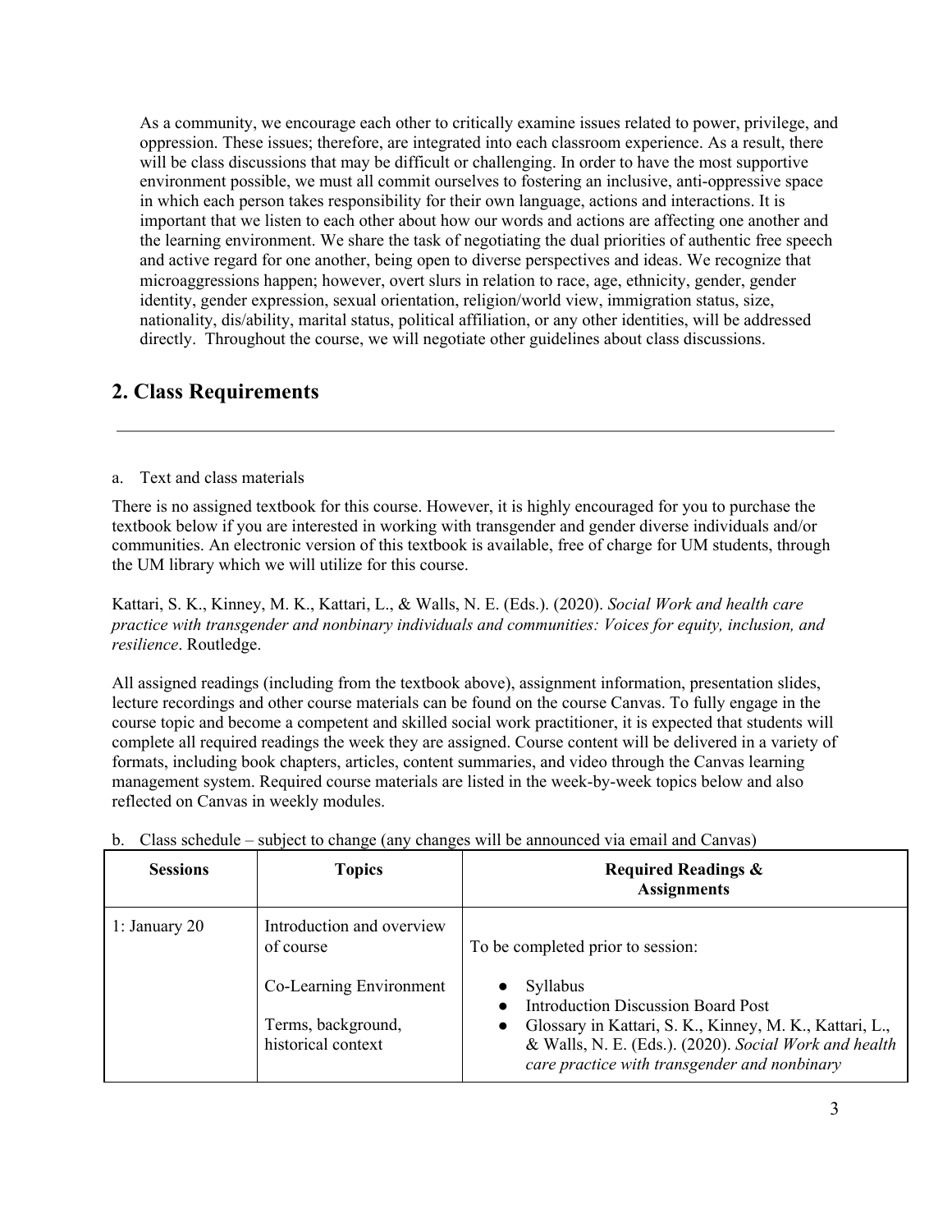As a community, we encourage each other to critically examine issues related to power, privilege, and oppression. These issues; therefore, are integrated into each classroom experience. As a result, there will be class discussions that may be difficult or challenging. In order to have the most supportive environment possible, we must all commit ourselves to fostering an inclusive, anti-oppressive space in which each person takes responsibility for their own language, actions and interactions. It is important that we listen to each other about how our words and actions are affecting one another and the learning environment. We share the task of negotiating the dual priorities of authentic free speech and active regard for one another, being open to diverse perspectives and ideas. We recognize that microaggressions happen; however, overt slurs in relation to race, age, ethnicity, gender, gender identity, gender expression, sexual orientation, religion/world view, immigration status, size, nationality, dis/ability, marital status, political affiliation, or any other identities, will be addressed directly. Throughout the course, we will negotiate other guidelines about class discussions.

## 2. Class Requirements

a. Text and class materials

There is no assigned textbook for this course. However, it is highly encouraged for you to purchase the textbook below if you are interested in working with transgender and gender diverse individuals and/or communities. An electronic version of this textbook is available, free of charge for UM students, through the UM library which we will utilize for this course.

Kattari, S. K., Kinney, M. K., Kattari, L., & Walls, N. E. (Eds.). (2020). *Social Work and health care practice with transgender and nonbinary individuals and communities: Voices for equity, inclusion, and resilience*. Routledge.

All assigned readings (including from the textbook above), assignment information, presentation slides, lecture recordings and other course materials can be found on the course Canvas. To fully engage in the course topic and become a competent and skilled social work practitioner, it is expected that students will complete all required readings the week they are assigned. Course content will be delivered in a variety of formats, including book chapters, articles, content summaries, and video through the Canvas learning management system. Required course materials are listed in the week-by-week topics below and also reflected on Canvas in weekly modules.

b. Class schedule – subject to change (any changes will be announced via email and Canvas)

| Sessions | Topics | Required Readings & Assignments |
|---|---|---|
| 1: January 20 | Introduction and overview of course<br><br>Co-Learning Environment<br><br>Terms, background, historical context | To be completed prior to session:<br><br>• Syllabus<br>• Introduction Discussion Board Post<br>• Glossary in Kattari, S. K., Kinney, M. K., Kattari, L., & Walls, N. E. (Eds.). (2020). *Social Work and health care practice with transgender and nonbinary* |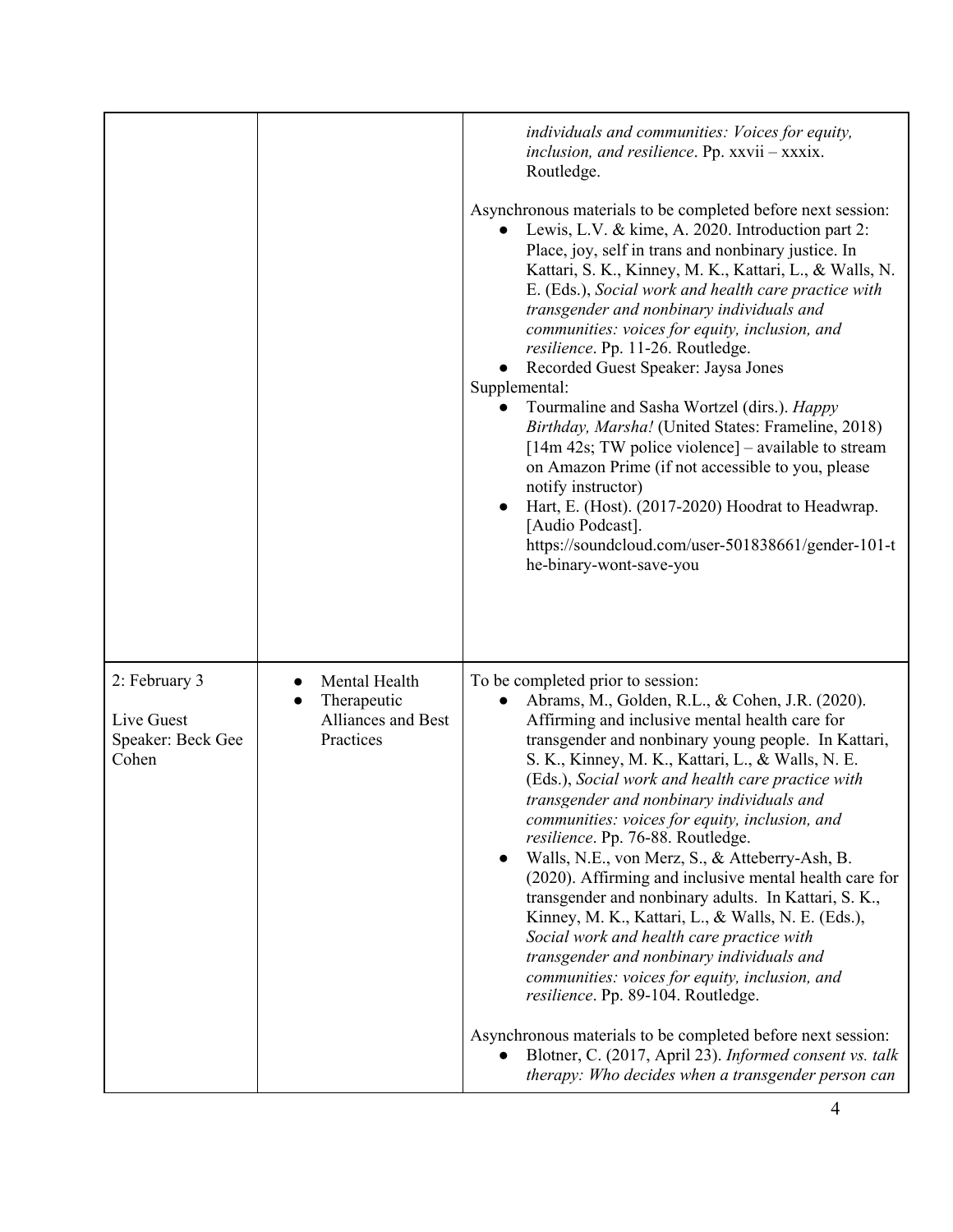| | | |
|---|---|---|
| | | *individuals and communities: Voices for equity, inclusion, and resilience*. Pp. xxvii – xxxix. Routledge.<br><br>Asynchronous materials to be completed before next session:<br>● Lewis, L.V. & kime, A. 2020. Introduction part 2: Place, joy, self in trans and nonbinary justice. In Kattari, S. K., Kinney, M. K., Kattari, L., & Walls, N. E. (Eds.), *Social work and health care practice with transgender and nonbinary individuals and communities: voices for equity, inclusion, and resilience*. Pp. 11-26. Routledge.<br>● Recorded Guest Speaker: Jaysa Jones<br>Supplemental:<br>● Tourmaline and Sasha Wortzel (dirs.). *Happy Birthday, Marsha!* (United States: Frameline, 2018) [14m 42s; TW police violence] – available to stream on Amazon Prime (if not accessible to you, please notify instructor)<br>● Hart, E. (Host). (2017-2020) Hoodrat to Headwrap. [Audio Podcast]. https://soundcloud.com/user-501838661/gender-101-the-binary-wont-save-you |
| 2: February 3<br><br>Live Guest Speaker: Beck Gee Cohen | ● Mental Health<br>● Therapeutic Alliances and Best Practices | To be completed prior to session:<br>● Abrams, M., Golden, R.L., & Cohen, J.R. (2020). Affirming and inclusive mental health care for transgender and nonbinary young people. In Kattari, S. K., Kinney, M. K., Kattari, L., & Walls, N. E. (Eds.), *Social work and health care practice with transgender and nonbinary individuals and communities: voices for equity, inclusion, and resilience*. Pp. 76-88. Routledge.<br>● Walls, N.E., von Merz, S., & Atteberry-Ash, B. (2020). Affirming and inclusive mental health care for transgender and nonbinary adults. In Kattari, S. K., Kinney, M. K., Kattari, L., & Walls, N. E. (Eds.), *Social work and health care practice with transgender and nonbinary individuals and communities: voices for equity, inclusion, and resilience*. Pp. 89-104. Routledge.<br><br>Asynchronous materials to be completed before next session:<br>● Blotner, C. (2017, April 23). *Informed consent vs. talk therapy: Who decides when a transgender person can* |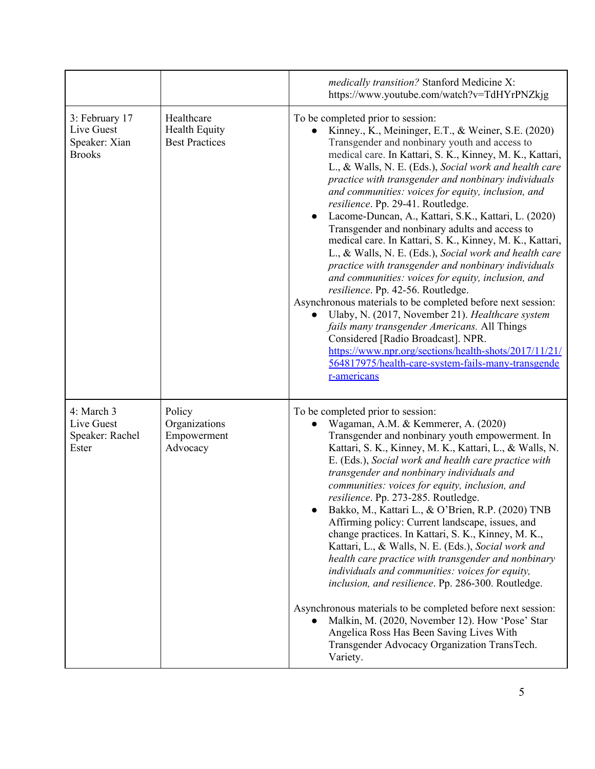| | | |
|---|---|---|
| | | *medically transition?* Stanford Medicine X: https://www.youtube.com/watch?v=TdHYrPNZkjg |
| 3: February 17<br>Live Guest Speaker: Xian Brooks | Healthcare<br>Health Equity<br>Best Practices | To be completed prior to session:<br>● Kinney., K., Meininger, E.T., & Weiner, S.E. (2020) Transgender and nonbinary youth and access to medical care. In Kattari, S. K., Kinney, M. K., Kattari, L., & Walls, N. E. (Eds.), *Social work and health care practice with transgender and nonbinary individuals and communities: voices for equity, inclusion, and resilience*. Pp. 29-41. Routledge.<br>● Lacome-Duncan, A., Kattari, S.K., Kattari, L. (2020) Transgender and nonbinary adults and access to medical care. In Kattari, S. K., Kinney, M. K., Kattari, L., & Walls, N. E. (Eds.), *Social work and health care practice with transgender and nonbinary individuals and communities: voices for equity, inclusion, and resilience*. Pp. 42-56. Routledge.<br>Asynchronous materials to be completed before next session:<br>● Ulaby, N. (2017, November 21). *Healthcare system fails many transgender Americans.* All Things Considered [Radio Broadcast]. NPR. [https://www.npr.org/sections/health-shots/2017/11/21/564817975/health-care-system-fails-many-transgender-americans](https://www.npr.org/sections/health-shots/2017/11/21/564817975/health-care-system-fails-many-transgender-americans) |
| 4: March 3<br>Live Guest Speaker: Rachel Ester | Policy<br>Organizations<br>Empowerment<br>Advocacy | To be completed prior to session:<br>● Wagaman, A.M. & Kemmerer, A. (2020) Transgender and nonbinary youth empowerment. In Kattari, S. K., Kinney, M. K., Kattari, L., & Walls, N. E. (Eds.), *Social work and health care practice with transgender and nonbinary individuals and communities: voices for equity, inclusion, and resilience*. Pp. 273-285. Routledge.<br>● Bakko, M., Kattari L., & O'Brien, R.P. (2020) TNB Affirming policy: Current landscape, issues, and change practices. In Kattari, S. K., Kinney, M. K., Kattari, L., & Walls, N. E. (Eds.), *Social work and health care practice with transgender and nonbinary individuals and communities: voices for equity, inclusion, and resilience*. Pp. 286-300. Routledge.<br><br>Asynchronous materials to be completed before next session:<br>● Malkin, M. (2020, November 12). How 'Pose' Star Angelica Ross Has Been Saving Lives With Transgender Advocacy Organization TransTech. Variety. |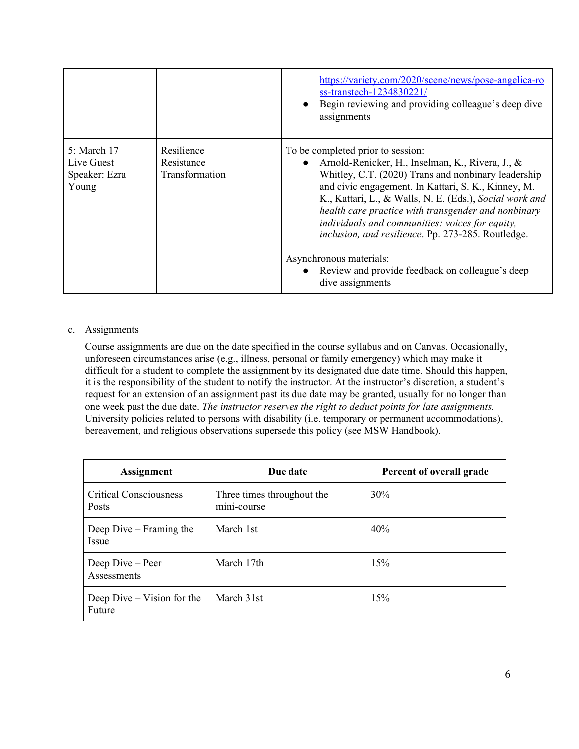| | | |
|---|---|---|
| | | <ul><li>https://variety.com/2020/scene/news/pose-angelica-ross-transtech-1234830221/</li><li>Begin reviewing and providing colleague's deep dive assignments</li></ul> |
| 5: March 17<br>Live Guest Speaker: Ezra Young | Resilience<br>Resistance<br>Transformation | To be completed prior to session:<ul><li>Arnold-Renicker, H., Inselman, K., Rivera, J., & Whitley, C.T. (2020) Trans and nonbinary leadership and civic engagement. In Kattari, S. K., Kinney, M. K., Kattari, L., & Walls, N. E. (Eds.), *Social work and health care practice with transgender and nonbinary individuals and communities: voices for equity, inclusion, and resilience*. Pp. 273-285. Routledge.</li></ul>Asynchronous materials:<ul><li>Review and provide feedback on colleague's deep dive assignments</li></ul> |

c. Assignments

Course assignments are due on the date specified in the course syllabus and on Canvas. Occasionally, unforeseen circumstances arise (e.g., illness, personal or family emergency) which may make it difficult for a student to complete the assignment by its designated due date time. Should this happen, it is the responsibility of the student to notify the instructor. At the instructor's discretion, a student's request for an extension of an assignment past its due date may be granted, usually for no longer than one week past the due date. *The instructor reserves the right to deduct points for late assignments.* University policies related to persons with disability (i.e. temporary or permanent accommodations), bereavement, and religious observations supersede this policy (see MSW Handbook).

| Assignment | Due date | Percent of overall grade |
|---|---|---|
| Critical Consciousness Posts | Three times throughout the mini-course | 30% |
| Deep Dive – Framing the Issue | March 1st | 40% |
| Deep Dive – Peer Assessments | March 17th | 15% |
| Deep Dive – Vision for the Future | March 31st | 15% |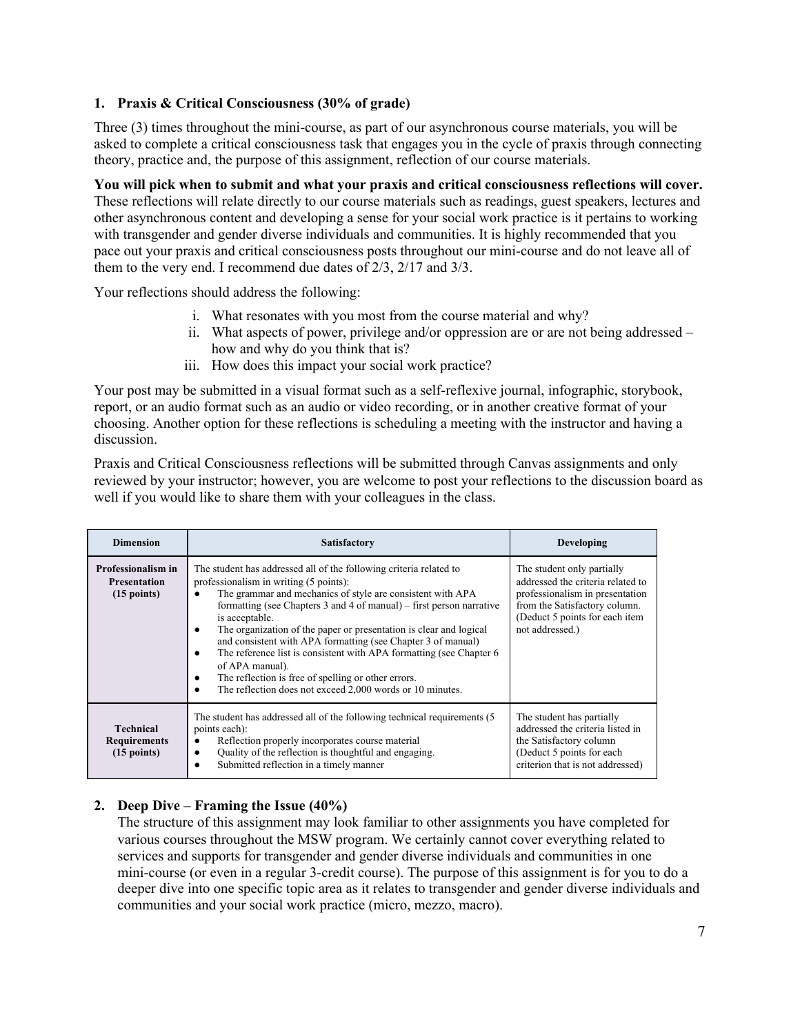## 1. Praxis & Critical Consciousness (30% of grade)

Three (3) times throughout the mini-course, as part of our asynchronous course materials, you will be asked to complete a critical consciousness task that engages you in the cycle of praxis through connecting theory, practice and, the purpose of this assignment, reflection of our course materials.

**You will pick when to submit and what your praxis and critical consciousness reflections will cover.** These reflections will relate directly to our course materials such as readings, guest speakers, lectures and other asynchronous content and developing a sense for your social work practice is it pertains to working with transgender and gender diverse individuals and communities. It is highly recommended that you pace out your praxis and critical consciousness posts throughout our mini-course and do not leave all of them to the very end. I recommend due dates of 2/3, 2/17 and 3/3.

Your reflections should address the following:

i. What resonates with you most from the course material and why?
ii. What aspects of power, privilege and/or oppression are or are not being addressed – how and why do you think that is?
iii. How does this impact your social work practice?

Your post may be submitted in a visual format such as a self-reflexive journal, infographic, storybook, report, or an audio format such as an audio or video recording, or in another creative format of your choosing. Another option for these reflections is scheduling a meeting with the instructor and having a discussion.

Praxis and Critical Consciousness reflections will be submitted through Canvas assignments and only reviewed by your instructor; however, you are welcome to post your reflections to the discussion board as well if you would like to share them with your colleagues in the class.

| Dimension | Satisfactory | Developing |
|---|---|---|
| **Professionalism in Presentation (15 points)** | The student has addressed all of the following criteria related to professionalism in writing (5 points):<br>● The grammar and mechanics of style are consistent with APA formatting (see Chapters 3 and 4 of manual) – first person narrative is acceptable.<br>● The organization of the paper or presentation is clear and logical and consistent with APA formatting (see Chapter 3 of manual)<br>● The reference list is consistent with APA formatting (see Chapter 6 of APA manual).<br>● The reflection is free of spelling or other errors.<br>● The reflection does not exceed 2,000 words or 10 minutes. | The student only partially addressed the criteria related to professionalism in presentation from the Satisfactory column. (Deduct 5 points for each item not addressed.) |
| **Technical Requirements (15 points)** | The student has addressed all of the following technical requirements (5 points each):<br>● Reflection properly incorporates course material<br>● Quality of the reflection is thoughtful and engaging.<br>● Submitted reflection in a timely manner | The student has partially addressed the criteria listed in the Satisfactory column (Deduct 5 points for each criterion that is not addressed) |

## 2. Deep Dive – Framing the Issue (40%)

The structure of this assignment may look familiar to other assignments you have completed for various courses throughout the MSW program. We certainly cannot cover everything related to services and supports for transgender and gender diverse individuals and communities in one mini-course (or even in a regular 3-credit course). The purpose of this assignment is for you to do a deeper dive into one specific topic area as it relates to transgender and gender diverse individuals and communities and your social work practice (micro, mezzo, macro).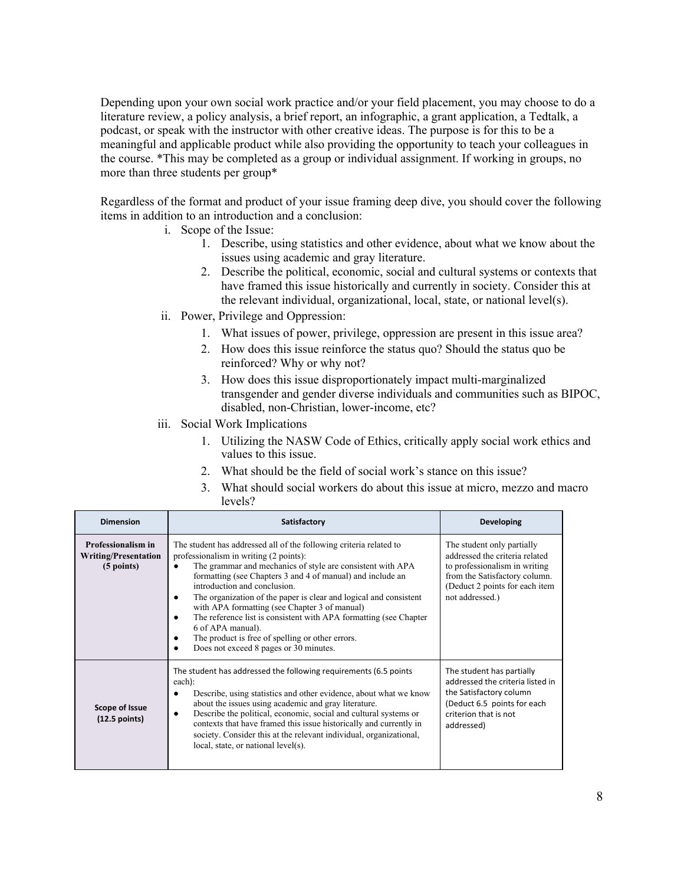Depending upon your own social work practice and/or your field placement, you may choose to do a literature review, a policy analysis, a brief report, an infographic, a grant application, a Tedtalk, a podcast, or speak with the instructor with other creative ideas. The purpose is for this to be a meaningful and applicable product while also providing the opportunity to teach your colleagues in the course. *This may be completed as a group or individual assignment. If working in groups, no more than three students per group*

Regardless of the format and product of your issue framing deep dive, you should cover the following items in addition to an introduction and a conclusion:

i. Scope of the Issue:
   1. Describe, using statistics and other evidence, about what we know about the issues using academic and gray literature.
   2. Describe the political, economic, social and cultural systems or contexts that have framed this issue historically and currently in society. Consider this at the relevant individual, organizational, local, state, or national level(s).

ii. Power, Privilege and Oppression:
   1. What issues of power, privilege, oppression are present in this issue area?
   2. How does this issue reinforce the status quo? Should the status quo be reinforced? Why or why not?
   3. How does this issue disproportionately impact multi-marginalized transgender and gender diverse individuals and communities such as BIPOC, disabled, non-Christian, lower-income, etc?

iii. Social Work Implications
   1. Utilizing the NASW Code of Ethics, critically apply social work ethics and values to this issue.
   2. What should be the field of social work's stance on this issue?
   3. What should social workers do about this issue at micro, mezzo and macro levels?

| Dimension | Satisfactory | Developing |
|---|---|---|
| **Professionalism in Writing/Presentation (5 points)** | The student has addressed all of the following criteria related to professionalism in writing (2 points):<br>● The grammar and mechanics of style are consistent with APA formatting (see Chapters 3 and 4 of manual) and include an introduction and conclusion.<br>● The organization of the paper is clear and logical and consistent with APA formatting (see Chapter 3 of manual)<br>● The reference list is consistent with APA formatting (see Chapter 6 of APA manual).<br>● The product is free of spelling or other errors.<br>● Does not exceed 8 pages or 30 minutes. | The student only partially addressed the criteria related to professionalism in writing from the Satisfactory column. (Deduct 2 points for each item not addressed.) |
| **Scope of Issue (12.5 points)** | The student has addressed the following requirements (6.5 points each):<br>● Describe, using statistics and other evidence, about what we know about the issues using academic and gray literature.<br>● Describe the political, economic, social and cultural systems or contexts that have framed this issue historically and currently in society. Consider this at the relevant individual, organizational, local, state, or national level(s). | The student has partially addressed the criteria listed in the Satisfactory column (Deduct 6.5 points for each criterion that is not addressed) |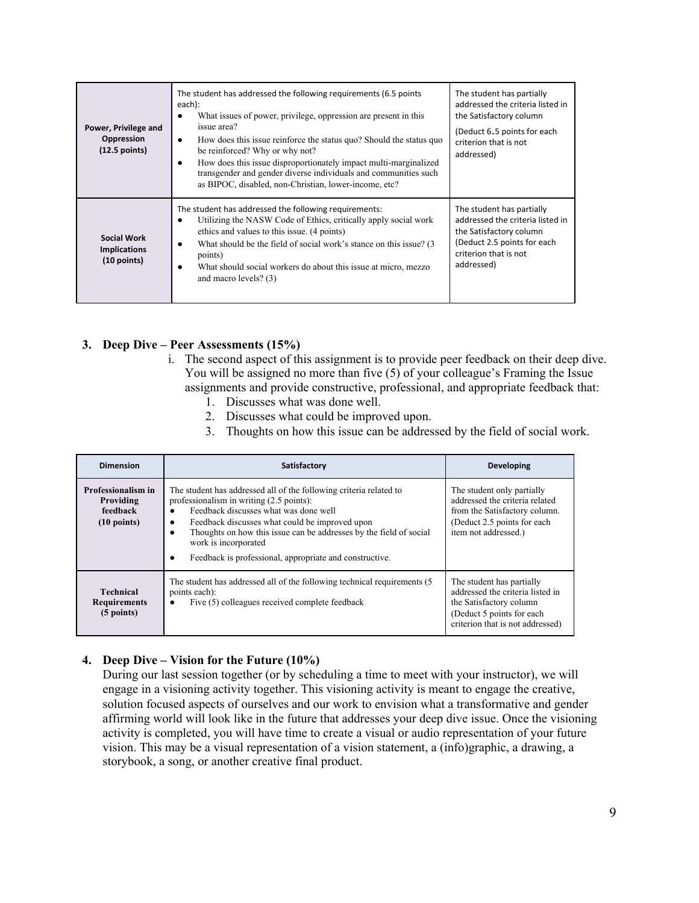| Power, Privilege and Oppression (12.5 points) | The student has addressed the following requirements (6.5 points each):<br>● What issues of power, privilege, oppression are present in this issue area?<br>● How does this issue reinforce the status quo? Should the status quo be reinforced? Why or why not?<br>● How does this issue disproportionately impact multi-marginalized transgender and gender diverse individuals and communities such as BIPOC, disabled, non-Christian, lower-income, etc? | The student has partially addressed the criteria listed in the Satisfactory column<br>(Deduct 6.5 points for each criterion that is not addressed) |
|---|---|---|
| **Social Work Implications (10 points)** | The student has addressed the following requirements:<br>● Utilizing the NASW Code of Ethics, critically apply social work ethics and values to this issue. (4 points)<br>● What should be the field of social work's stance on this issue? (3 points)<br>● What should social workers do about this issue at micro, mezzo and macro levels? (3) | The student has partially addressed the criteria listed in the Satisfactory column (Deduct 2.5 points for each criterion that is not addressed) |

### 3. Deep Dive – Peer Assessments (15%)

i. The second aspect of this assignment is to provide peer feedback on their deep dive. You will be assigned no more than five (5) of your colleague's Framing the Issue assignments and provide constructive, professional, and appropriate feedback that:
   1. Discusses what was done well.
   2. Discusses what could be improved upon.
   3. Thoughts on how this issue can be addressed by the field of social work.

| Dimension | Satisfactory | Developing |
|---|---|---|
| **Professionalism in Providing feedback (10 points)** | The student has addressed all of the following criteria related to professionalism in writing (2.5 points):<br>● Feedback discusses what was done well<br>● Feedback discusses what could be improved upon<br>● Thoughts on how this issue can be addresses by the field of social work is incorporated<br>● Feedback is professional, appropriate and constructive. | The student only partially addressed the criteria related from the Satisfactory column. (Deduct 2.5 points for each item not addressed.) |
| **Technical Requirements (5 points)** | The student has addressed all of the following technical requirements (5 points each):<br>● Five (5) colleagues received complete feedback | The student has partially addressed the criteria listed in the Satisfactory column (Deduct 5 points for each criterion that is not addressed) |

### 4. Deep Dive – Vision for the Future (10%)

During our last session together (or by scheduling a time to meet with your instructor), we will engage in a visioning activity together. This visioning activity is meant to engage the creative, solution focused aspects of ourselves and our work to envision what a transformative and gender affirming world will look like in the future that addresses your deep dive issue. Once the visioning activity is completed, you will have time to create a visual or audio representation of your future vision. This may be a visual representation of a vision statement, a (info)graphic, a drawing, a storybook, a song, or another creative final product.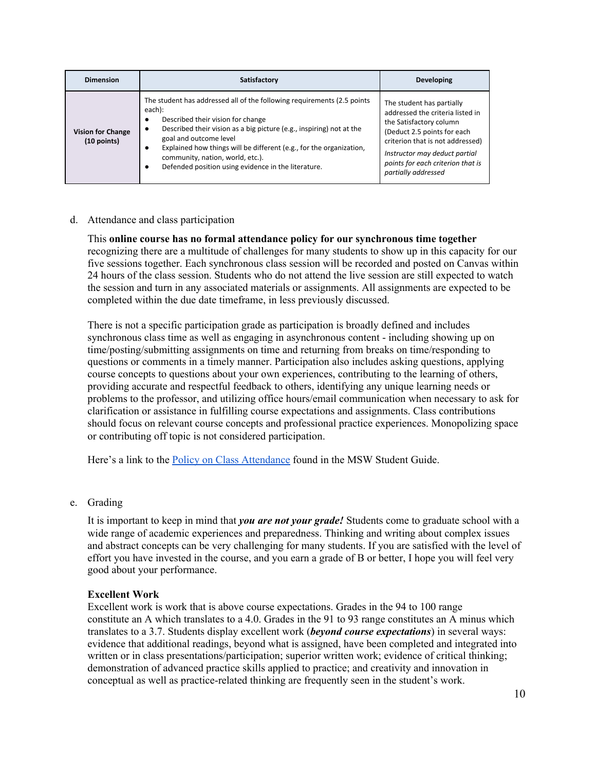| Dimension | Satisfactory | Developing |
| --- | --- | --- |
| **Vision for Change (10 points)** | The student has addressed all of the following requirements (2.5 points each):<br>● Described their vision for change<br>● Described their vision as a big picture (e.g., inspiring) not at the goal and outcome level<br>● Explained how things will be different (e.g., for the organization, community, nation, world, etc.).<br>● Defended position using evidence in the literature. | The student has partially addressed the criteria listed in the Satisfactory column (Deduct 2.5 points for each criterion that is not addressed)<br>*Instructor may deduct partial points for each criterion that is partially addressed* |

d. Attendance and class participation

This **online course has no formal attendance policy for our synchronous time together** recognizing there are a multitude of challenges for many students to show up in this capacity for our five sessions together. Each synchronous class session will be recorded and posted on Canvas within 24 hours of the class session. Students who do not attend the live session are still expected to watch the session and turn in any associated materials or assignments. All assignments are expected to be completed within the due date timeframe, in less previously discussed.

There is not a specific participation grade as participation is broadly defined and includes synchronous class time as well as engaging in asynchronous content - including showing up on time/posting/submitting assignments on time and returning from breaks on time/responding to questions or comments in a timely manner. Participation also includes asking questions, applying course concepts to questions about your own experiences, contributing to the learning of others, providing accurate and respectful feedback to others, identifying any unique learning needs or problems to the professor, and utilizing office hours/email communication when necessary to ask for clarification or assistance in fulfilling course expectations and assignments. Class contributions should focus on relevant course concepts and professional practice experiences. Monopolizing space or contributing off topic is not considered participation.

Here's a link to the Policy on Class Attendance found in the MSW Student Guide.

e. Grading

It is important to keep in mind that ***you are not your grade!*** Students come to graduate school with a wide range of academic experiences and preparedness. Thinking and writing about complex issues and abstract concepts can be very challenging for many students. If you are satisfied with the level of effort you have invested in the course, and you earn a grade of B or better, I hope you will feel very good about your performance.

**Excellent Work**
Excellent work is work that is above course expectations. Grades in the 94 to 100 range constitute an A which translates to a 4.0. Grades in the 91 to 93 range constitutes an A minus which translates to a 3.7. Students display excellent work (***beyond course expectations***) in several ways: evidence that additional readings, beyond what is assigned, have been completed and integrated into written or in class presentations/participation; superior written work; evidence of critical thinking; demonstration of advanced practice skills applied to practice; and creativity and innovation in conceptual as well as practice-related thinking are frequently seen in the student's work.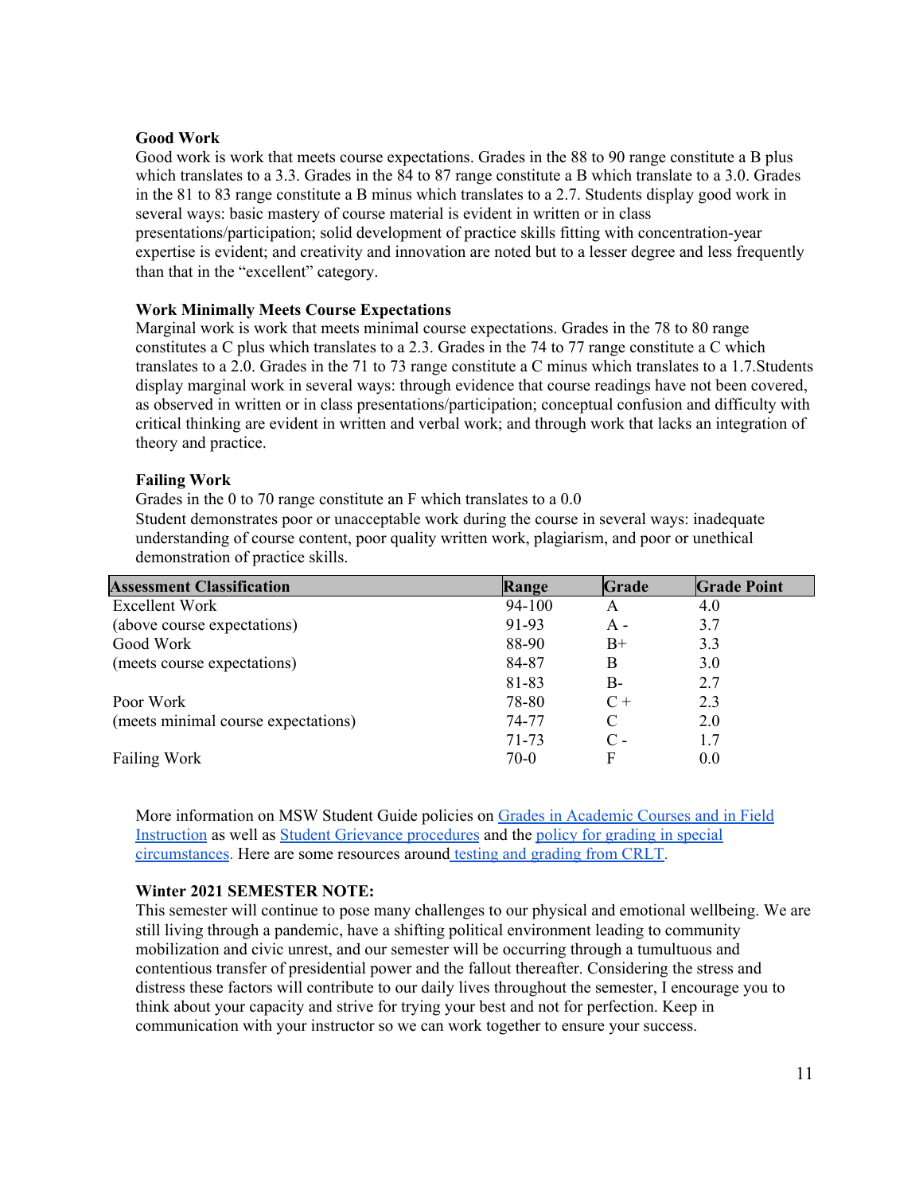**Good Work**

Good work is work that meets course expectations. Grades in the 88 to 90 range constitute a B plus which translates to a 3.3. Grades in the 84 to 87 range constitute a B which translate to a 3.0. Grades in the 81 to 83 range constitute a B minus which translates to a 2.7. Students display good work in several ways: basic mastery of course material is evident in written or in class presentations/participation; solid development of practice skills fitting with concentration-year expertise is evident; and creativity and innovation are noted but to a lesser degree and less frequently than that in the "excellent" category.

**Work Minimally Meets Course Expectations**

Marginal work is work that meets minimal course expectations. Grades in the 78 to 80 range constitutes a C plus which translates to a 2.3. Grades in the 74 to 77 range constitute a C which translates to a 2.0. Grades in the 71 to 73 range constitute a C minus which translates to a 1.7.Students display marginal work in several ways: through evidence that course readings have not been covered, as observed in written or in class presentations/participation; conceptual confusion and difficulty with critical thinking are evident in written and verbal work; and through work that lacks an integration of theory and practice.

**Failing Work**

Grades in the 0 to 70 range constitute an F which translates to a 0.0

Student demonstrates poor or unacceptable work during the course in several ways: inadequate understanding of course content, poor quality written work, plagiarism, and poor or unethical demonstration of practice skills.

| Assessment Classification | Range | Grade | Grade Point |
|---|---|---|---|
| Excellent Work | 94-100 | A | 4.0 |
| (above course expectations) | 91-93 | A - | 3.7 |
| Good Work | 88-90 | B+ | 3.3 |
| (meets course expectations) | 84-87 | B | 3.0 |
| | 81-83 | B- | 2.7 |
| Poor Work | 78-80 | C + | 2.3 |
| (meets minimal course expectations) | 74-77 | C | 2.0 |
| | 71-73 | C - | 1.7 |
| Failing Work | 70-0 | F | 0.0 |

More information on MSW Student Guide policies on Grades in Academic Courses and in Field Instruction as well as Student Grievance procedures and the policy for grading in special circumstances. Here are some resources around testing and grading from CRLT.

**Winter 2021 SEMESTER NOTE:**

This semester will continue to pose many challenges to our physical and emotional wellbeing. We are still living through a pandemic, have a shifting political environment leading to community mobilization and civic unrest, and our semester will be occurring through a tumultuous and contentious transfer of presidential power and the fallout thereafter. Considering the stress and distress these factors will contribute to our daily lives throughout the semester, I encourage you to think about your capacity and strive for trying your best and not for perfection. Keep in communication with your instructor so we can work together to ensure your success.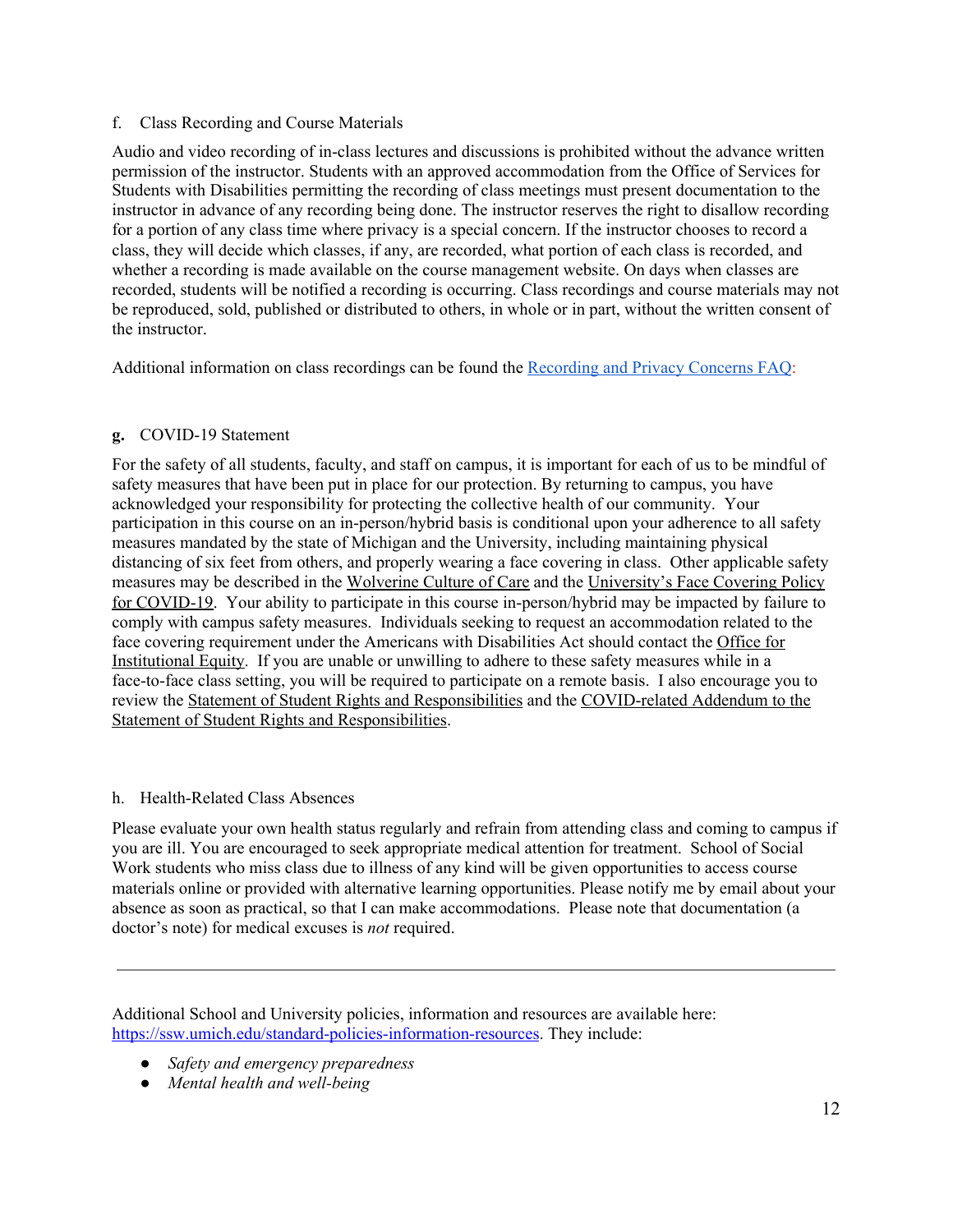f. Class Recording and Course Materials

Audio and video recording of in-class lectures and discussions is prohibited without the advance written permission of the instructor. Students with an approved accommodation from the Office of Services for Students with Disabilities permitting the recording of class meetings must present documentation to the instructor in advance of any recording being done. The instructor reserves the right to disallow recording for a portion of any class time where privacy is a special concern. If the instructor chooses to record a class, they will decide which classes, if any, are recorded, what portion of each class is recorded, and whether a recording is made available on the course management website. On days when classes are recorded, students will be notified a recording is occurring. Class recordings and course materials may not be reproduced, sold, published or distributed to others, in whole or in part, without the written consent of the instructor.

Additional information on class recordings can be found the Recording and Privacy Concerns FAQ:

**g.** COVID-19 Statement

For the safety of all students, faculty, and staff on campus, it is important for each of us to be mindful of safety measures that have been put in place for our protection. By returning to campus, you have acknowledged your responsibility for protecting the collective health of our community. Your participation in this course on an in-person/hybrid basis is conditional upon your adherence to all safety measures mandated by the state of Michigan and the University, including maintaining physical distancing of six feet from others, and properly wearing a face covering in class. Other applicable safety measures may be described in the Wolverine Culture of Care and the University's Face Covering Policy for COVID-19. Your ability to participate in this course in-person/hybrid may be impacted by failure to comply with campus safety measures. Individuals seeking to request an accommodation related to the face covering requirement under the Americans with Disabilities Act should contact the Office for Institutional Equity. If you are unable or unwilling to adhere to these safety measures while in a face-to-face class setting, you will be required to participate on a remote basis. I also encourage you to review the Statement of Student Rights and Responsibilities and the COVID-related Addendum to the Statement of Student Rights and Responsibilities.

h. Health-Related Class Absences

Please evaluate your own health status regularly and refrain from attending class and coming to campus if you are ill. You are encouraged to seek appropriate medical attention for treatment. School of Social Work students who miss class due to illness of any kind will be given opportunities to access course materials online or provided with alternative learning opportunities. Please notify me by email about your absence as soon as practical, so that I can make accommodations. Please note that documentation (a doctor's note) for medical excuses is *not* required.

---

Additional School and University policies, information and resources are available here: https://ssw.umich.edu/standard-policies-information-resources. They include:

- *Safety and emergency preparedness*
- *Mental health and well-being*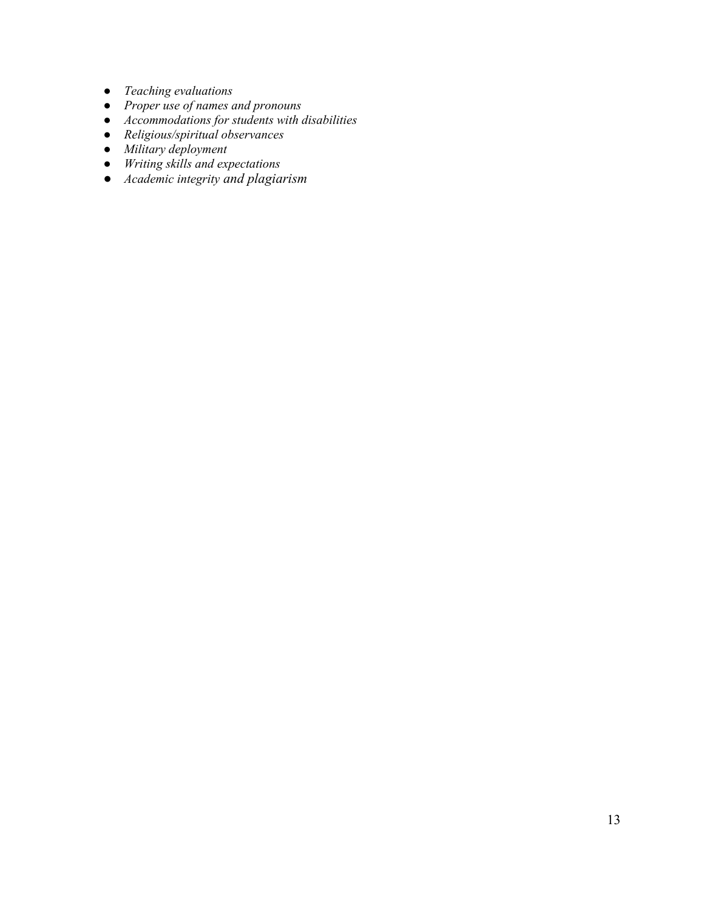- *Teaching evaluations*
- *Proper use of names and pronouns*
- *Accommodations for students with disabilities*
- *Religious/spiritual observances*
- *Military deployment*
- *Writing skills and expectations*
- *Academic integrity and plagiarism*